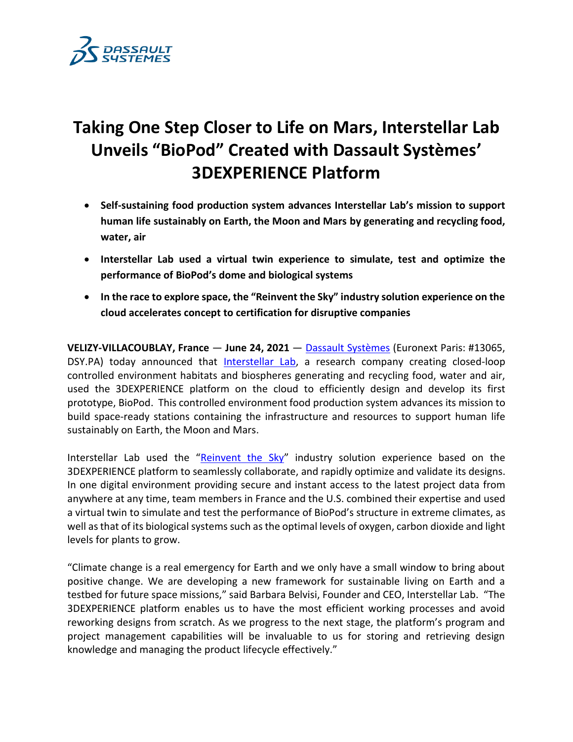# Taking One Step Closer to Life on Mars, Interstellar Lab Unveils "BioPod" Created with Dassault Systèmes' 3DEXPERIENCE Platform

- **Self-sustaining food production system advances Interstellar Lab's mission to support human life sustainably on Earth, the Moon and Mars by generating and recycling food, water, air**
- **Interstellar Lab used a virtual twin experience to simulate, test and optimize the performance of BioPod's dome and biological systems**
- **In the race to explore space, the "Reinvent the Sky" industry solution experience on the cloud accelerates concept to certification for disruptive companies**

**VELIZY-VILLACOUBLAY, France** — **June 24, 2021** — Dassault Systèmes (Euronext Paris: #13065, DSY.PA) today announced that Interstellar Lab, a research company creating closed-loop controlled environment habitats and biospheres generating and recycling food, water and air, used the 3DEXPERIENCE platform on the cloud to efficiently design and develop its first prototype, BioPod. This controlled environment food production system advances its mission to build space-ready stations containing the infrastructure and resources to support human life sustainably on Earth, the Moon and Mars.

Interstellar Lab used the "Reinvent the Sky" industry solution experience based on the 3DEXPERIENCE platform to seamlessly collaborate, and rapidly optimize and validate its designs. In one digital environment providing secure and instant access to the latest project data from anywhere at any time, team members in France and the U.S. combined their expertise and used a virtual twin to simulate and test the performance of BioPod's structure in extreme climates, as well as that of its biological systems such as the optimal levels of oxygen, carbon dioxide and light levels for plants to grow.

"Climate change is a real emergency for Earth and we only have a small window to bring about positive change. We are developing a new framework for sustainable living on Earth and a testbed for future space missions," said Barbara Belvisi, Founder and CEO, Interstellar Lab. "The 3DEXPERIENCE platform enables us to have the most efficient working processes and avoid reworking designs from scratch. As we progress to the next stage, the platform's program and project management capabilities will be invaluable to us for storing and retrieving design knowledge and managing the product lifecycle effectively."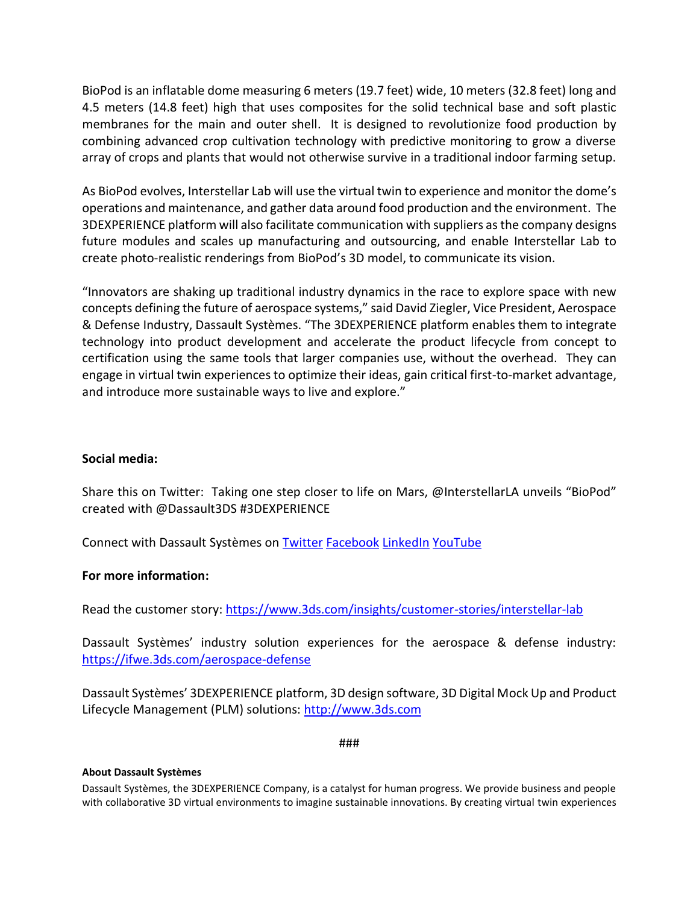BioPod is an inflatable dome measuring 6 meters (19.7 feet) wide, 10 meters (32.8 feet) long and 4.5 meters (14.8 feet) high that uses composites for the solid technical base and soft plastic membranes for the main and outer shell. It is designed to revolutionize food production by combining advanced crop cultivation technology with predictive monitoring to grow a diverse array of crops and plants that would not otherwise survive in a traditional indoor farming setup.

As BioPod evolves, Interstellar Lab will use the virtual twin to experience and monitor the dome's operations and maintenance, and gather data around food production and the environment. The 3DEXPERIENCE platform will also facilitate communication with suppliers as the company designs future modules and scales up manufacturing and outsourcing, and enable Interstellar Lab to create photo-realistic renderings from BioPod's 3D model, to communicate its vision.

"Innovators are shaking up traditional industry dynamics in the race to explore space with new concepts defining the future of aerospace systems," said David Ziegler, Vice President, Aerospace & Defense Industry, Dassault Systèmes. "The 3DEXPERIENCE platform enables them to integrate technology into product development and accelerate the product lifecycle from concept to certification using the same tools that larger companies use, without the overhead. They can engage in virtual twin experiences to optimize their ideas, gain critical first-to-market advantage, and introduce more sustainable ways to live and explore."

**Social media:**

Share this on Twitter: Taking one step closer to life on Mars, @InterstellarLA unveils "BioPod" created with @Dassault3DS #3DEXPERIENCE

Connect with Dassault Systèmes on Twitter Facebook LinkedIn YouTube

**For more information:**

Read the customer story: https://www.3ds.com/insights/customer-stories/interstellar-lab

Dassault Systèmes' industry solution experiences for the aerospace & defense industry: https://ifwe.3ds.com/aerospace-defense

Dassault Systèmes' 3DEXPERIENCE platform, 3D design software, 3D Digital Mock Up and Product Lifecycle Management (PLM) solutions: http://www.3ds.com

###

**About Dassault Systèmes**

Dassault Systèmes, the 3DEXPERIENCE Company, is a catalyst for human progress. We provide business and people with collaborative 3D virtual environments to imagine sustainable innovations. By creating virtual twin experiences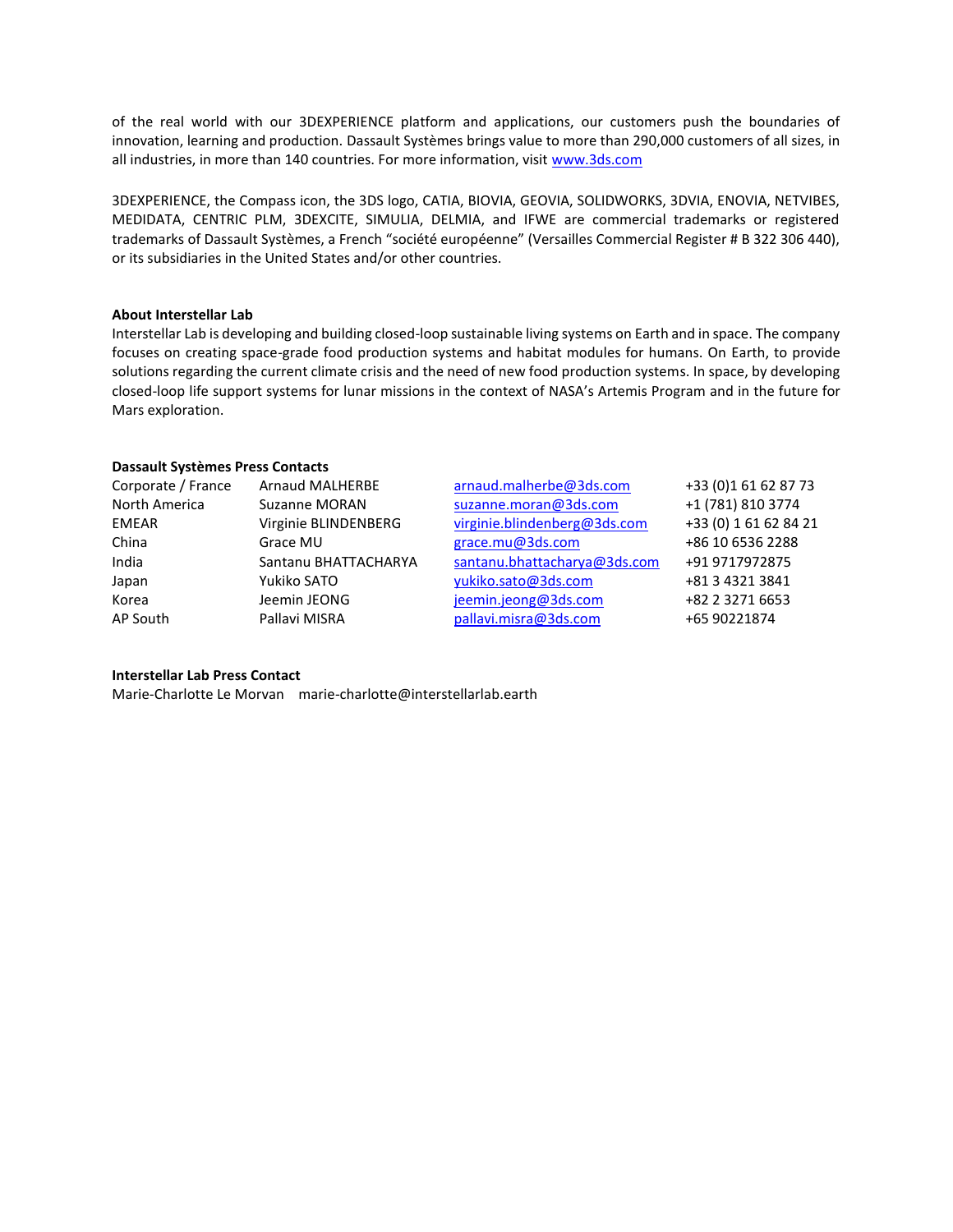of the real world with our 3DEXPERIENCE platform and applications, our customers push the boundaries of innovation, learning and production. Dassault Systèmes brings value to more than 290,000 customers of all sizes, in all industries, in more than 140 countries. For more information, visit www.3ds.com

3DEXPERIENCE, the Compass icon, the 3DS logo, CATIA, BIOVIA, GEOVIA, SOLIDWORKS, 3DVIA, ENOVIA, NETVIBES, MEDIDATA, CENTRIC PLM, 3DEXCITE, SIMULIA, DELMIA, and IFWE are commercial trademarks or registered trademarks of Dassault Systèmes, a French "société européenne" (Versailles Commercial Register # B 322 306 440), or its subsidiaries in the United States and/or other countries.

**About Interstellar Lab**

Interstellar Lab is developing and building closed-loop sustainable living systems on Earth and in space. The company focuses on creating space-grade food production systems and habitat modules for humans. On Earth, to provide solutions regarding the current climate crisis and the need of new food production systems. In space, by developing closed-loop life support systems for lunar missions in the context of NASA's Artemis Program and in the future for Mars exploration.

**Dassault Systèmes Press Contacts**

| | | | |
|---|---|---|---|
| Corporate / France | Arnaud MALHERBE | arnaud.malherbe@3ds.com | +33 (0)1 61 62 87 73 |
| North America | Suzanne MORAN | suzanne.moran@3ds.com | +1 (781) 810 3774 |
| EMEAR | Virginie BLINDENBERG | virginie.blindenberg@3ds.com | +33 (0) 1 61 62 84 21 |
| China | Grace MU | grace.mu@3ds.com | +86 10 6536 2288 |
| India | Santanu BHATTACHARYA | santanu.bhattacharya@3ds.com | +91 9717972875 |
| Japan | Yukiko SATO | yukiko.sato@3ds.com | +81 3 4321 3841 |
| Korea | Jeemin JEONG | jeemin.jeong@3ds.com | +82 2 3271 6653 |
| AP South | Pallavi MISRA | pallavi.misra@3ds.com | +65 90221874 |

**Interstellar Lab Press Contact**

Marie-Charlotte Le Morvan marie-charlotte@interstellarlab.earth